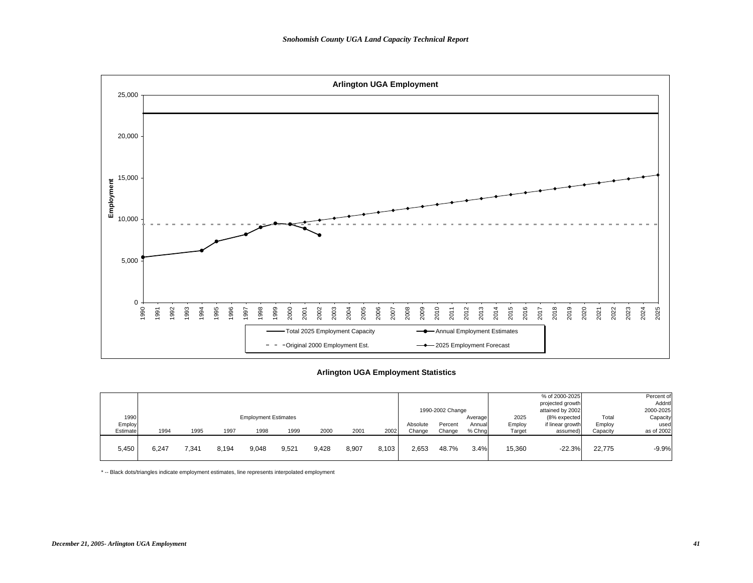## Arlington UGA Employment

Employment

| | |
|---|---|
| — | Total 2025 Employment Capacity |
| —●— | Annual Employment Estimates |
| - - - | Original 2000 Employment Est. |
| —◆— | 2025 Employment Forecast |

## Arlington UGA Employment Statistics

| 1990 Employ Estimate | Employment Estimates 1994 | 1995 | 1997 | 1998 | 1999 | 2000 | 2001 | 2002 | 1990-2002 Change Absolute Change | Percent Change | Average Annual % Chng | 2025 Employ Target | % of 2000-2025 projected growth attained by 2002 (8% expected if linear growth assumed) | Total Employ Capacity | Percent of Addntl 2000-2025 Capacity used as of 2002 |
|---|---|---|---|---|---|---|---|---|---|---|---|---|---|---|---|
| 5,450 | 6,247 | 7,341 | 8,194 | 9,048 | 9,521 | 9,428 | 8,907 | 8,103 | 2,653 | 48.7% | 3.4% | 15,360 | -22.3% | 22,775 | -9.9% |

* -- Black dots/triangles indicate employment estimates, line represents interpolated employment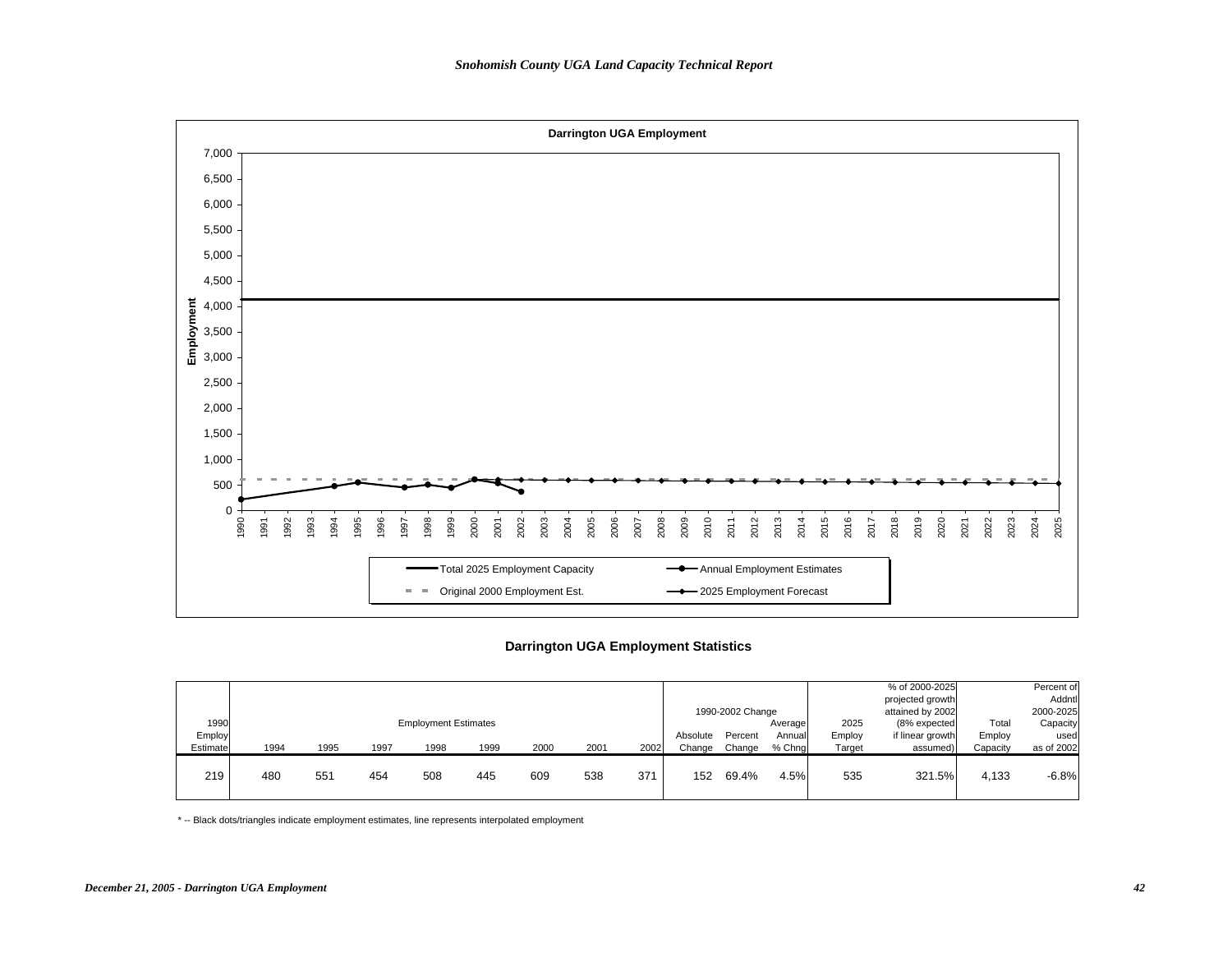## Darrington UGA Employment

Employment

| | |
|---|---|
| — Total 2025 Employment Capacity | —●— Annual Employment Estimates |
| - - Original 2000 Employment Est. | —◆— 2025 Employment Forecast |

## Darrington UGA Employment Statistics

| 1990 Employ Estimate | Employment Estimates | | | | | | | | 1990-2002 Change | | | 2025 Employ Target | % of 2000-2025 projected growth attained by 2002 (8% expected if linear growth assumed) | Total Employ Capacity | Percent of Addntl 2000-2025 Capacity used as of 2002 |
|---|---|---|---|---|---|---|---|---|---|---|---|---|---|---|---|
| | 1994 | 1995 | 1997 | 1998 | 1999 | 2000 | 2001 | 2002 | Absolute Change | Percent Change | Average Annual % Chng | | | | |
| 219 | 480 | 551 | 454 | 508 | 445 | 609 | 538 | 371 | 152 | 69.4% | 4.5% | 535 | 321.5% | 4,133 | -6.8% |

* -- Black dots/triangles indicate employment estimates, line represents interpolated employment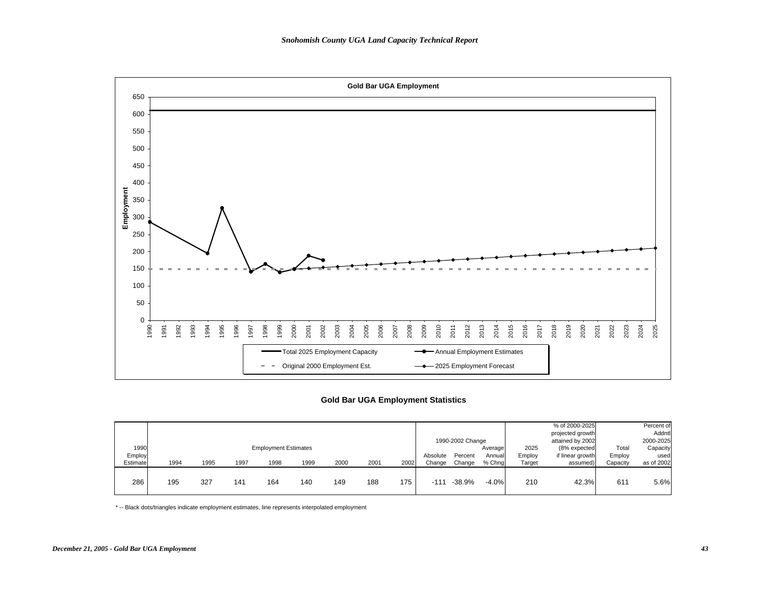**Gold Bar UGA Employment**

**Gold Bar UGA Employment Statistics**

| 1990 Employ Estimate | Employment Estimates 1994 | 1995 | 1997 | 1998 | 1999 | 2000 | 2001 | 2002 | 1990-2002 Change Absolute Change | Percent Change | Average Annual % Chng | 2025 Employ Target | % of 2000-2025 projected growth attained by 2002 (8% expected if linear growth assumed) | Total Employ Capacity | Percent of Addntl 2000-2025 Capacity used as of 2002 |
|---|---|---|---|---|---|---|---|---|---|---|---|---|---|---|---|
| 286 | 195 | 327 | 141 | 164 | 140 | 149 | 188 | 175 | -111 | -38.9% | -4.0% | 210 | 42.3% | 611 | 5.6% |

* -- Black dots/triangles indicate employment estimates, line represents interpolated employment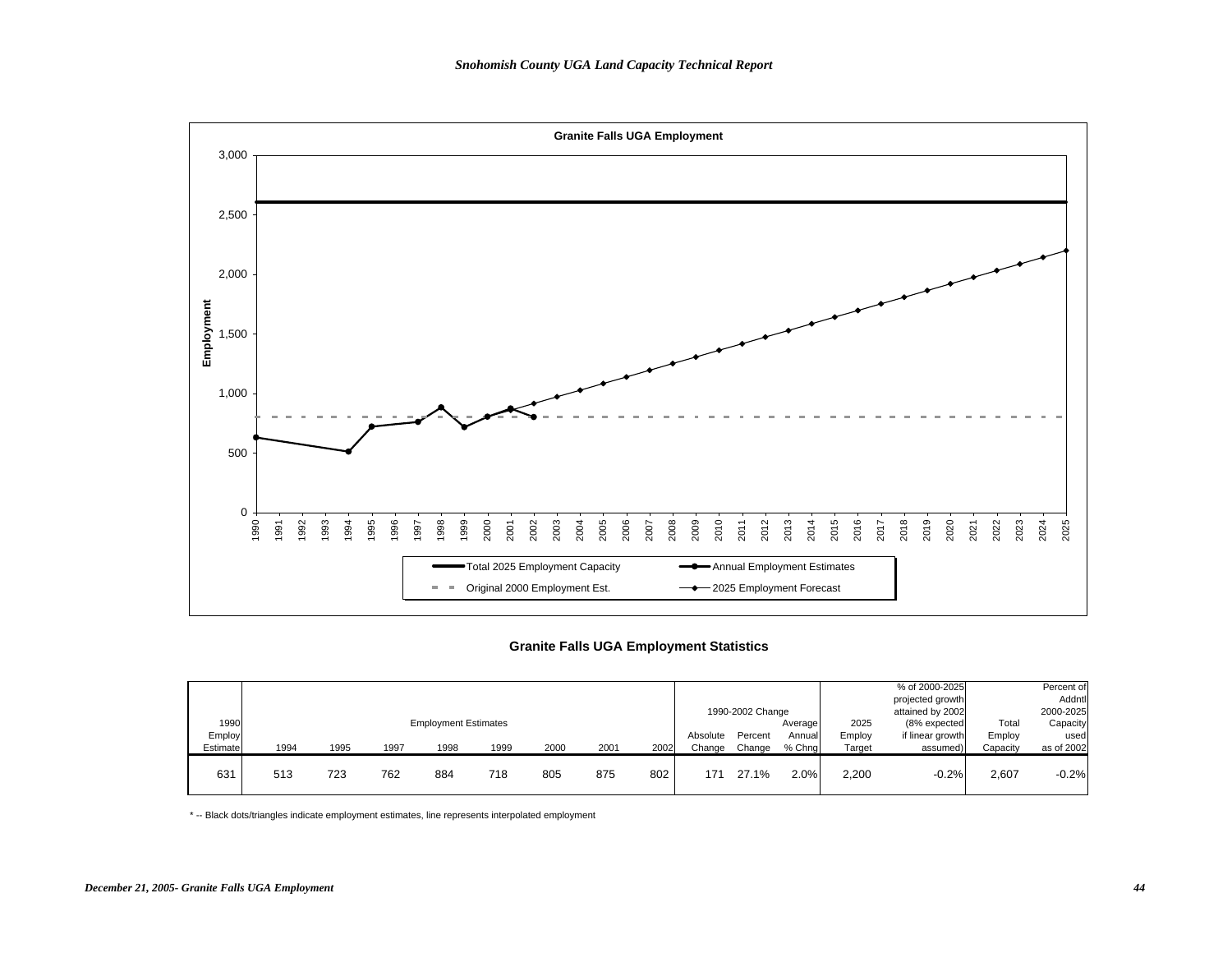**Granite Falls UGA Employment**

Employment

Total 2025 Employment Capacity — Annual Employment Estimates — Original 2000 Employment Est. — 2025 Employment Forecast

## Granite Falls UGA Employment Statistics

| 1990 Employ Estimate | Employment Estimates | | | | | | | | 1990-2002 Change | | | 2025 Employ Target | % of 2000-2025 projected growth attained by 2002 (8% expected if linear growth assumed) | Total Employ Capacity | Percent of Addntl 2000-2025 Capacity used as of 2002 |
|---|---|---|---|---|---|---|---|---|---|---|---|---|---|---|---|
| | 1994 | 1995 | 1997 | 1998 | 1999 | 2000 | 2001 | 2002 | Absolute Change | Percent Change | Average Annual % Chng | | | | |
| 631 | 513 | 723 | 762 | 884 | 718 | 805 | 875 | 802 | 171 | 27.1% | 2.0% | 2,200 | -0.2% | 2,607 | -0.2% |

* -- Black dots/triangles indicate employment estimates, line represents interpolated employment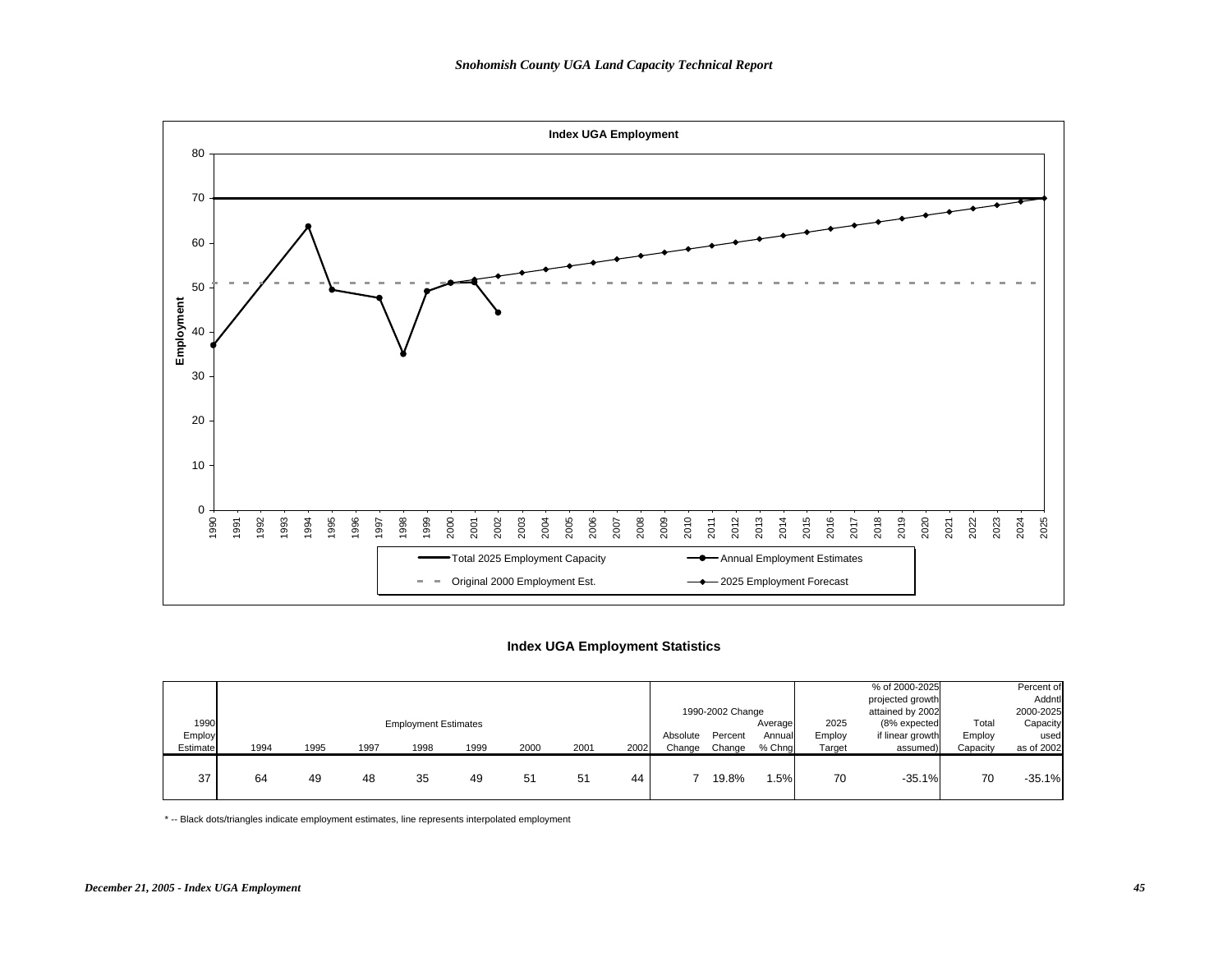**Index UGA Employment**

Employment

Total 2025 Employment Capacity — Annual Employment Estimates — Original 2000 Employment Est. — 2025 Employment Forecast

## Index UGA Employment Statistics

| 1990 Employ Estimate | Employment Estimates | | | | | | | | 1990-2002 Change | | | 2025 Employ Target | % of 2000-2025 projected growth attained by 2002 (8% expected if linear growth assumed) | Total Employ Capacity | Percent of Addntl 2000-2025 Capacity used as of 2002 |
|---|---|---|---|---|---|---|---|---|---|---|---|---|---|---|---|
| | 1994 | 1995 | 1997 | 1998 | 1999 | 2000 | 2001 | 2002 | Absolute Change | Percent Change | Average Annual % Chng | | | | |
| 37 | 64 | 49 | 48 | 35 | 49 | 51 | 51 | 44 | 7 | 19.8% | 1.5% | 70 | -35.1% | 70 | -35.1% |

* -- Black dots/triangles indicate employment estimates, line represents interpolated employment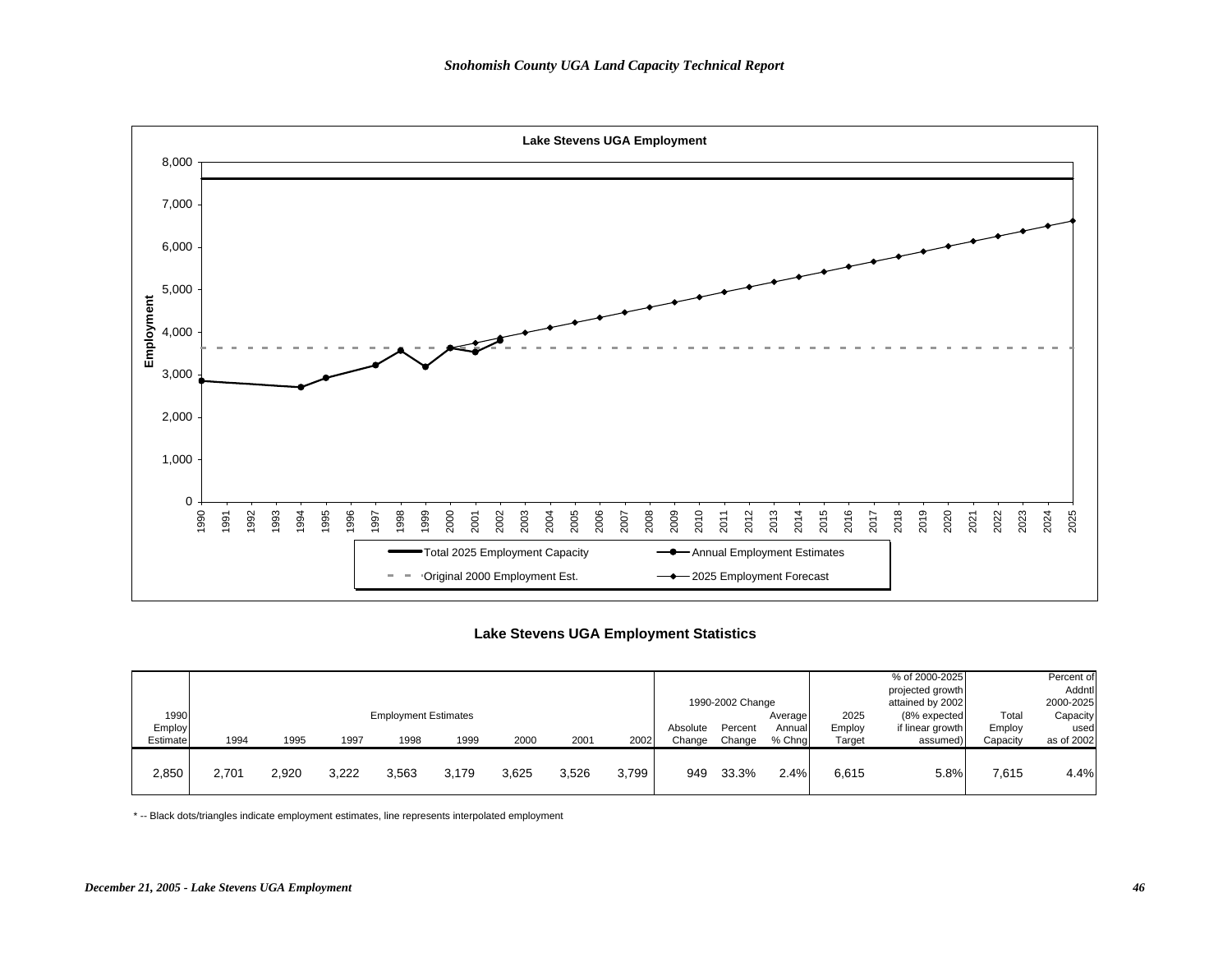**Lake Stevens UGA Employment**

Employment

8,000
7,000
6,000
5,000
4,000
3,000
2,000
1,000
0

1990 1991 1992 1993 1994 1995 1996 1997 1998 1999 2000 2001 2002 2003 2004 2005 2006 2007 2008 2009 2010 2011 2012 2013 2014 2015 2016 2017 2018 2019 2020 2021 2022 2023 2024 2025

Total 2025 Employment Capacity — Annual Employment Estimates — Original 2000 Employment Est. — 2025 Employment Forecast

## Lake Stevens UGA Employment Statistics

| 1990 Employ Estimate | Employment Estimates | | | | | | | | 1990-2002 Change | | | 2025 Employ Target | % of 2000-2025 projected growth attained by 2002 (8% expected if linear growth assumed) | Total Employ Capacity | Percent of Addntl 2000-2025 Capacity used as of 2002 |
|---|---|---|---|---|---|---|---|---|---|---|---|---|---|---|---|
| | 1994 | 1995 | 1997 | 1998 | 1999 | 2000 | 2001 | 2002 | Absolute Change | Percent Change | Average Annual % Chng | | | | |
| 2,850 | 2,701 | 2,920 | 3,222 | 3,563 | 3,179 | 3,625 | 3,526 | 3,799 | 949 | 33.3% | 2.4% | 6,615 | 5.8% | 7,615 | 4.4% |

\* -- Black dots/triangles indicate employment estimates, line represents interpolated employment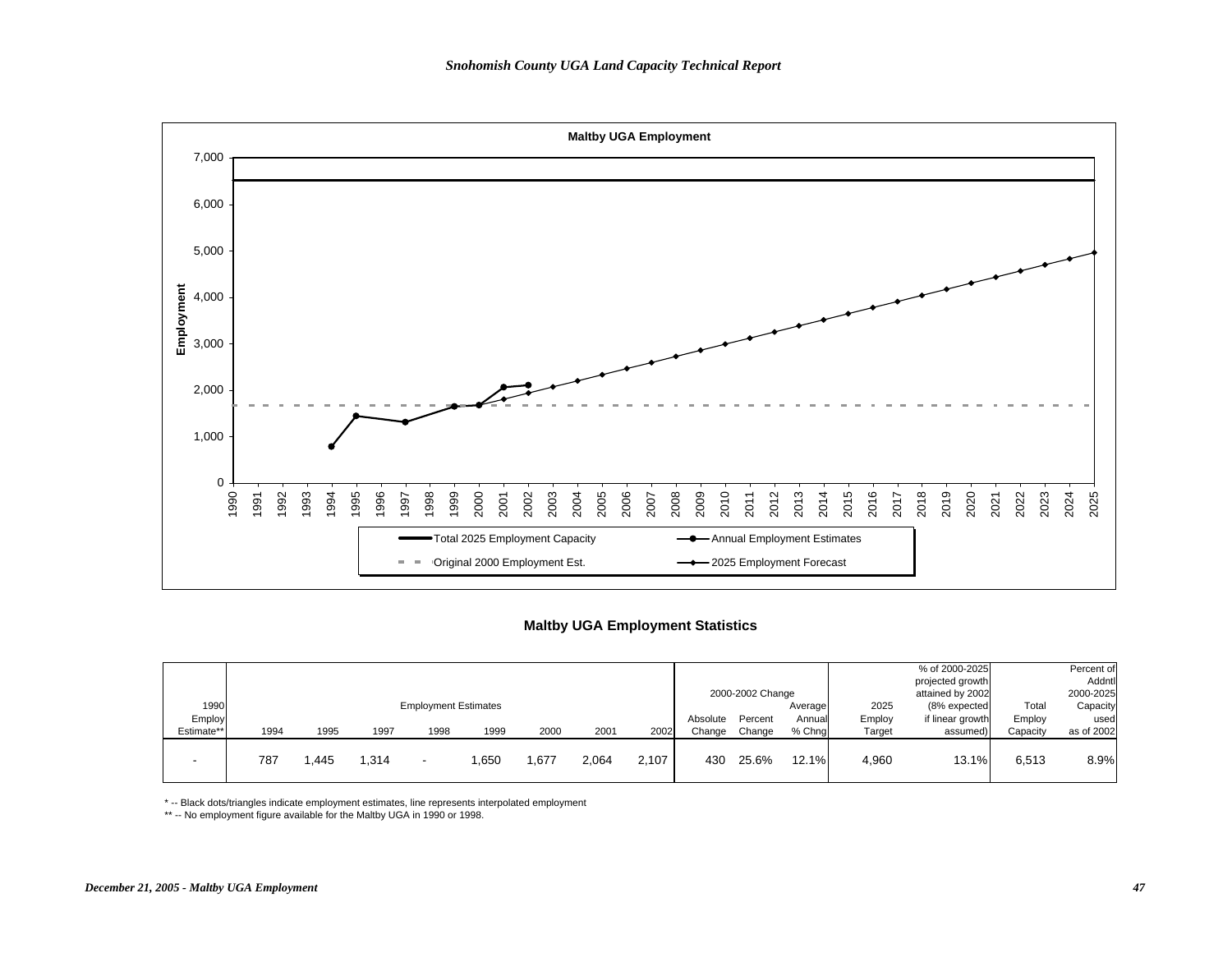**Maltby UGA Employment**

Total 2025 Employment Capacity — Annual Employment Estimates — Original 2000 Employment Est. — 2025 Employment Forecast

## Maltby UGA Employment Statistics

| 1990 Employ Estimate** | Employment Estimates 1994 | 1995 | 1997 | 1998 | 1999 | 2000 | 2001 | 2002 | 2000-2002 Change Absolute Change | Percent Change | Average Annual % Chng | 2025 Employ Target | % of 2000-2025 projected growth attained by 2002 (8% expected if linear growth assumed) | Total Employ Capacity | Percent of Addntl 2000-2025 Capacity used as of 2002 |
|---|---|---|---|---|---|---|---|---|---|---|---|---|---|---|---|
| - | 787 | 1,445 | 1,314 | - | 1,650 | 1,677 | 2,064 | 2,107 | 430 | 25.6% | 12.1% | 4,960 | 13.1% | 6,513 | 8.9% |

* -- Black dots/triangles indicate employment estimates, line represents interpolated employment

** -- No employment figure available for the Maltby UGA in 1990 or 1998.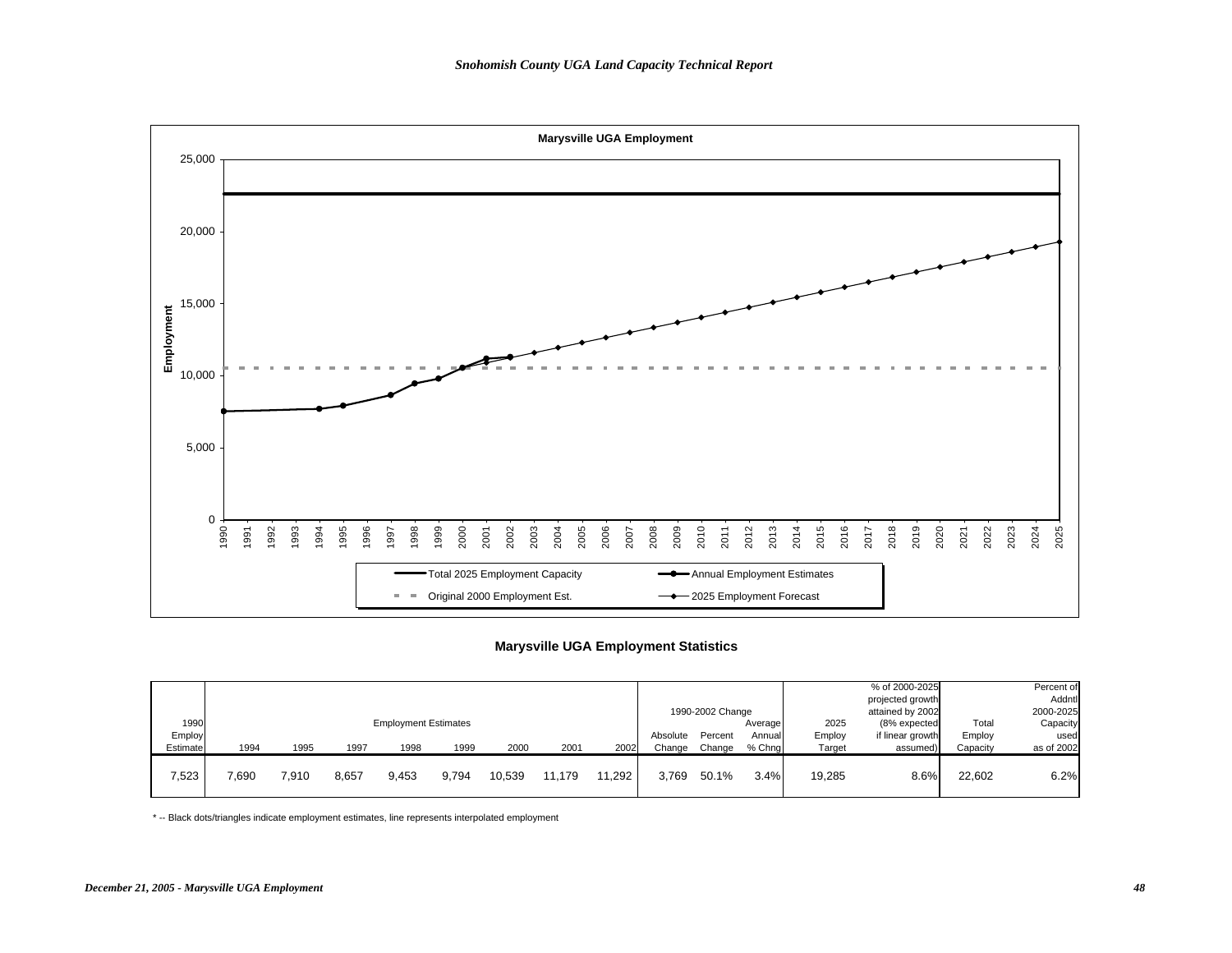## Marysville UGA Employment

| Employment | |
|---|---|
| Legend | Total 2025 Employment Capacity; Annual Employment Estimates; Original 2000 Employment Est.; 2025 Employment Forecast |

## Marysville UGA Employment Statistics

| 1990 Employ Estimate | Employment Estimates 1994 | 1995 | 1997 | 1998 | 1999 | 2000 | 2001 | 2002 | 1990-2002 Change Absolute Change | Percent Change | Average Annual % Chng | 2025 Employ Target | % of 2000-2025 projected growth attained by 2002 (8% expected if linear growth assumed) | Total Employ Capacity | Percent of Addntl 2000-2025 Capacity used as of 2002 |
|---|---|---|---|---|---|---|---|---|---|---|---|---|---|---|---|
| 7,523 | 7,690 | 7,910 | 8,657 | 9,453 | 9,794 | 10,539 | 11,179 | 11,292 | 3,769 | 50.1% | 3.4% | 19,285 | 8.6% | 22,602 | 6.2% |

\* -- Black dots/triangles indicate employment estimates, line represents interpolated employment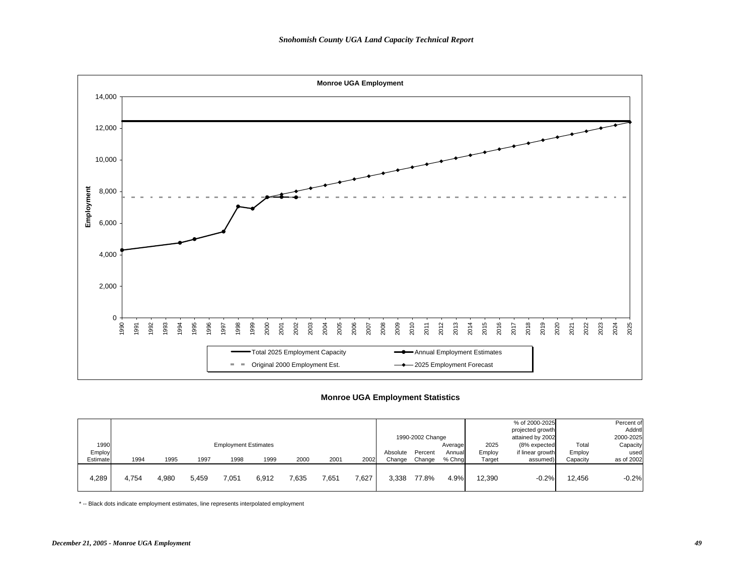**Monroe UGA Employment**

| Year | Value |
|---|---|
| 1990 | 4,289 |
| 1994 | 4,754 |
| 1995 | 4,980 |
| 1997 | 5,459 |
| 1998 | 7,051 |
| 1999 | 6,912 |
| 2000 | 7,635 |
| 2001 | 7,651 |
| 2002 | 7,627 |

Legend: Total 2025 Employment Capacity; Annual Employment Estimates; Original 2000 Employment Est.; 2025 Employment Forecast

## Monroe UGA Employment Statistics

| 1990 Employ Estimate | Employment Estimates | | | | | | | | 1990-2002 Change | | | 2025 Employ Target | % of 2000-2025 projected growth attained by 2002 (8% expected if linear growth assumed) | Total Employ Capacity | Percent of Addntl 2000-2025 Capacity used as of 2002 |
|---|---|---|---|---|---|---|---|---|---|---|---|---|---|---|---|
| | 1994 | 1995 | 1997 | 1998 | 1999 | 2000 | 2001 | 2002 | Absolute Change | Percent Change | Average Annual % Chng | | | | |
| 4,289 | 4,754 | 4,980 | 5,459 | 7,051 | 6,912 | 7,635 | 7,651 | 7,627 | 3,338 | 77.8% | 4.9% | 12,390 | -0.2% | 12,456 | -0.2% |

* -- Black dots indicate employment estimates, line represents interpolated employment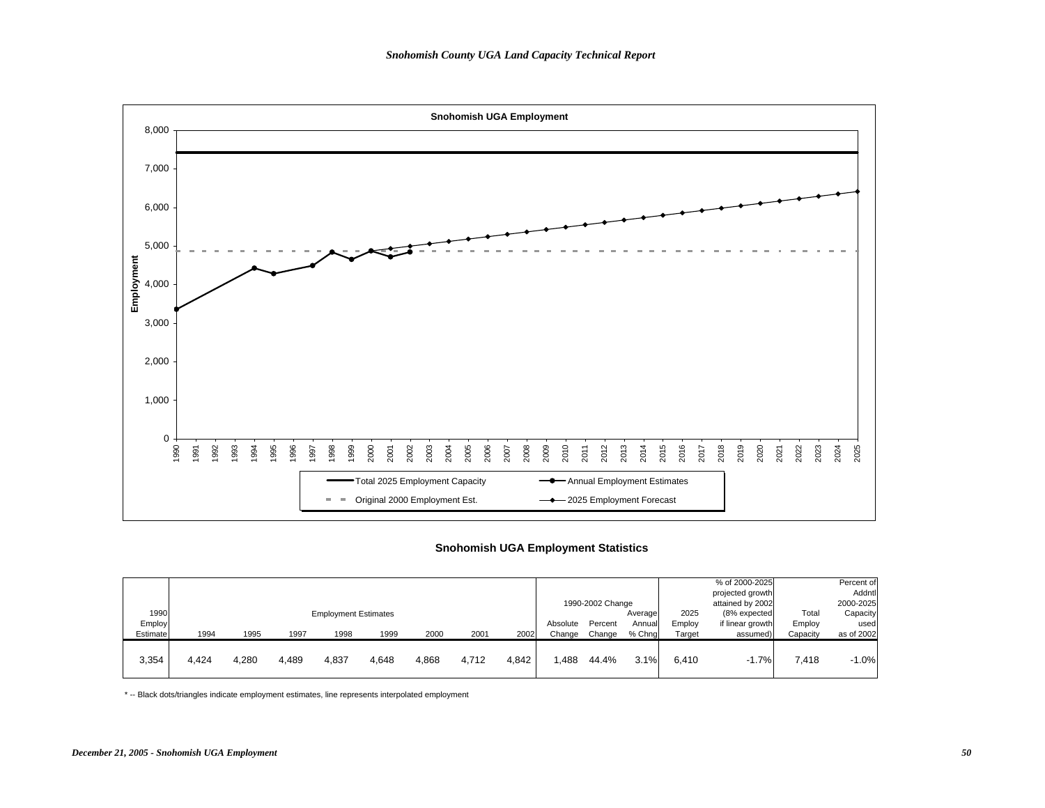**Snohomish UGA Employment**

Employment

8,000
7,000
6,000
5,000
4,000
3,000
2,000
1,000
0

1990 1991 1992 1993 1994 1995 1996 1997 1998 1999 2000 2001 2002 2003 2004 2005 2006 2007 2008 2009 2010 2011 2012 2013 2014 2015 2016 2017 2018 2019 2020 2021 2022 2023 2024 2025

Total 2025 Employment Capacity — Annual Employment Estimates — Original 2000 Employment Est. — 2025 Employment Forecast

## Snohomish UGA Employment Statistics

| 1990 Employ Estimate | Employment Estimates 1994 | 1995 | 1997 | 1998 | 1999 | 2000 | 2001 | 2002 | 1990-2002 Change Absolute Change | Percent Change | Average Annual % Chng | 2025 Employ Target | % of 2000-2025 projected growth attained by 2002 (8% expected if linear growth assumed) | Total Employ Capacity | Percent of Addntl 2000-2025 Capacity used as of 2002 |
|---|---|---|---|---|---|---|---|---|---|---|---|---|---|---|---|
| 3,354 | 4,424 | 4,280 | 4,489 | 4,837 | 4,648 | 4,868 | 4,712 | 4,842 | 1,488 | 44.4% | 3.1% | 6,410 | -1.7% | 7,418 | -1.0% |

* -- Black dots/triangles indicate employment estimates, line represents interpolated employment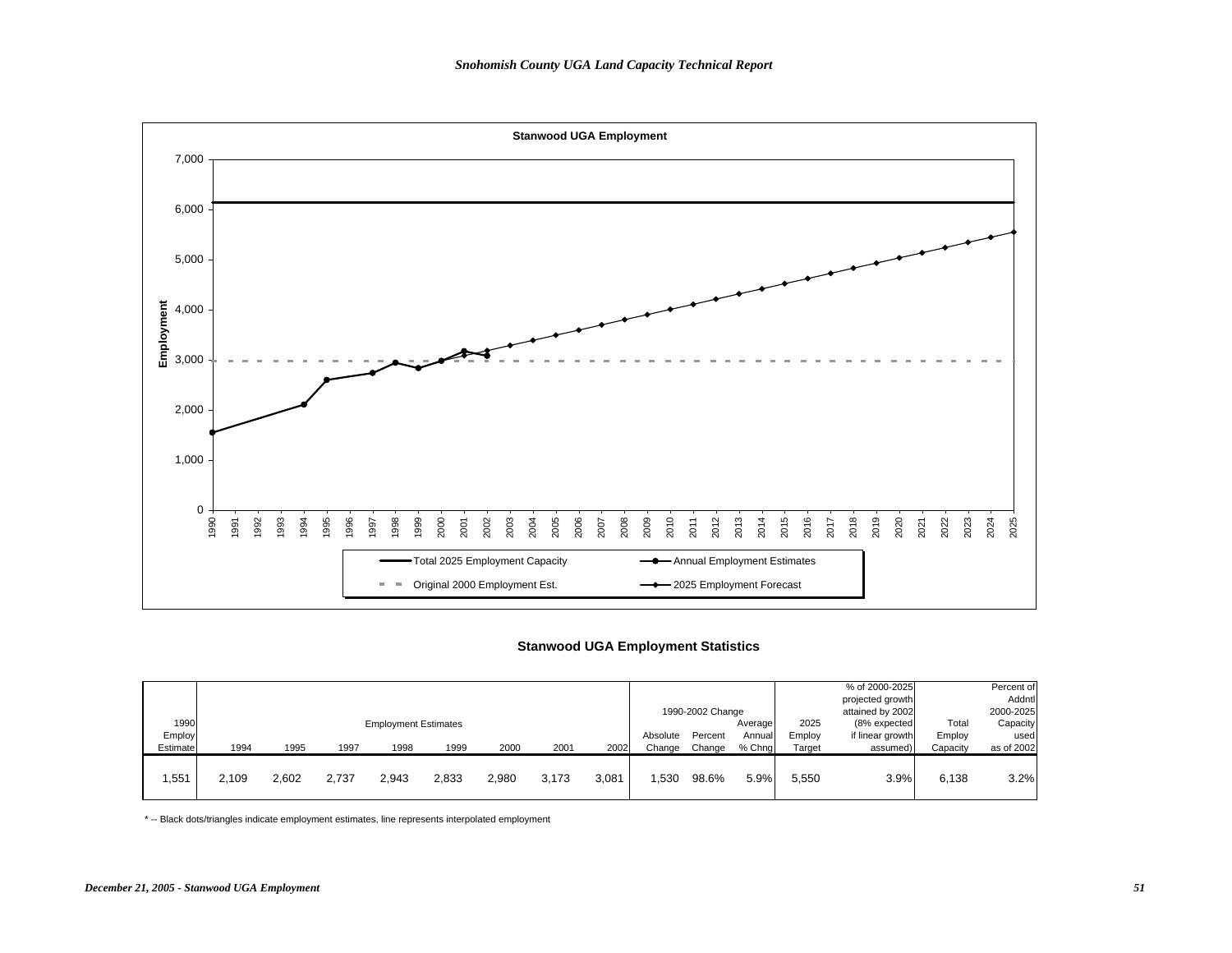## Stanwood UGA Employment

| | | | | | | | | | | | | | | | |
|---|---|---|---|---|---|---|---|---|---|---|---|---|---|---|---|
| | Employment Estimates | | | | | | | | 1990-2002 Change | | | | | | |
| 1990 Employ Estimate | 1994 | 1995 | 1997 | 1998 | 1999 | 2000 | 2001 | 2002 | Absolute Change | Percent Change | Average Annual % Chng | 2025 Employ Target | % of 2000-2025 projected growth attained by 2002 (8% expected if linear growth assumed) | Total Employ Capacity | Percent of Addntl 2000-2025 Capacity used as of 2002 |
| 1,551 | 2,109 | 2,602 | 2,737 | 2,943 | 2,833 | 2,980 | 3,173 | 3,081 | 1,530 | 98.6% | 5.9% | 5,550 | 3.9% | 6,138 | 3.2% |

Legend: Total 2025 Employment Capacity; Annual Employment Estimates; Original 2000 Employment Est.; 2025 Employment Forecast

## Stanwood UGA Employment Statistics

\* -- Black dots/triangles indicate employment estimates, line represents interpolated employment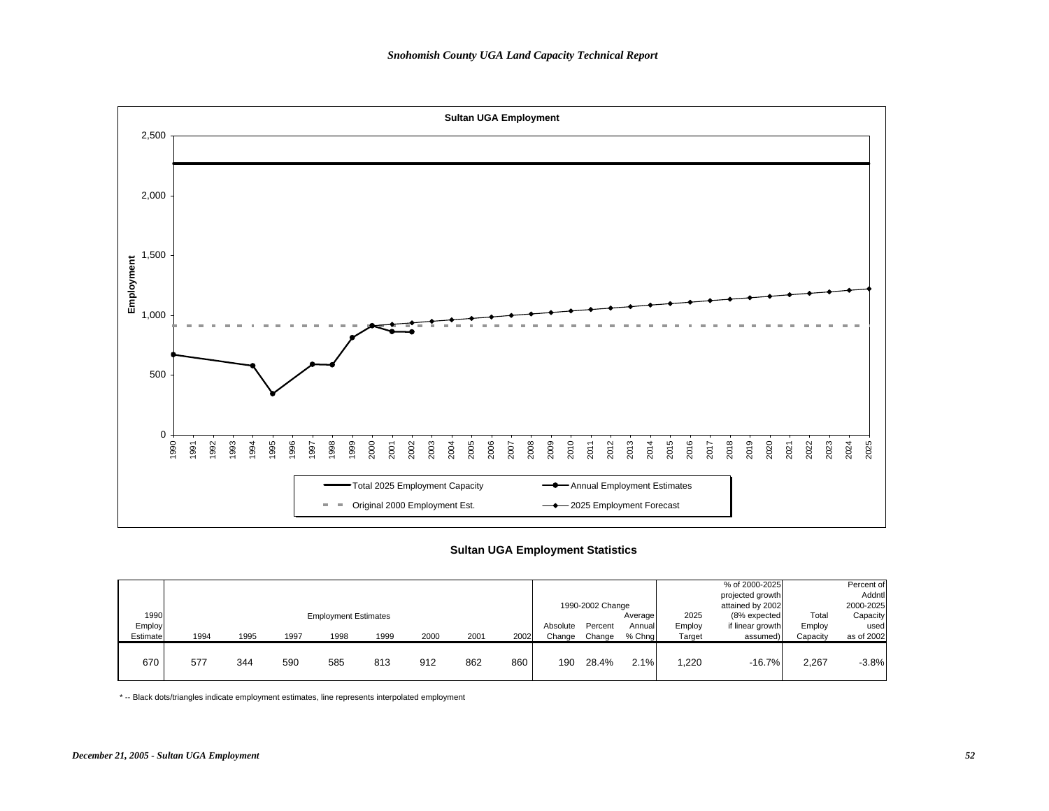**Sultan UGA Employment**

Employment

| | |
|---|---|
| Total 2025 Employment Capacity | Annual Employment Estimates |
| Original 2000 Employment Est. | 2025 Employment Forecast |

## Sultan UGA Employment Statistics

| 1990 Employ Estimate | 1994 | 1995 | 1997 | 1998 | 1999 | 2000 | 2001 | 2002 | 1990-2002 Change Absolute Change | Percent Change | Average Annual % Chng | 2025 Employ Target | % of 2000-2025 projected growth attained by 2002 (8% expected if linear growth assumed) | Total Employ Capacity | Percent of Addntl 2000-2025 Capacity used as of 2002 |
|---|---|---|---|---|---|---|---|---|---|---|---|---|---|---|---|
| 670 | 577 | 344 | 590 | 585 | 813 | 912 | 862 | 860 | 190 | 28.4% | 2.1% | 1,220 | -16.7% | 2,267 | -3.8% |

\* -- Black dots/triangles indicate employment estimates, line represents interpolated employment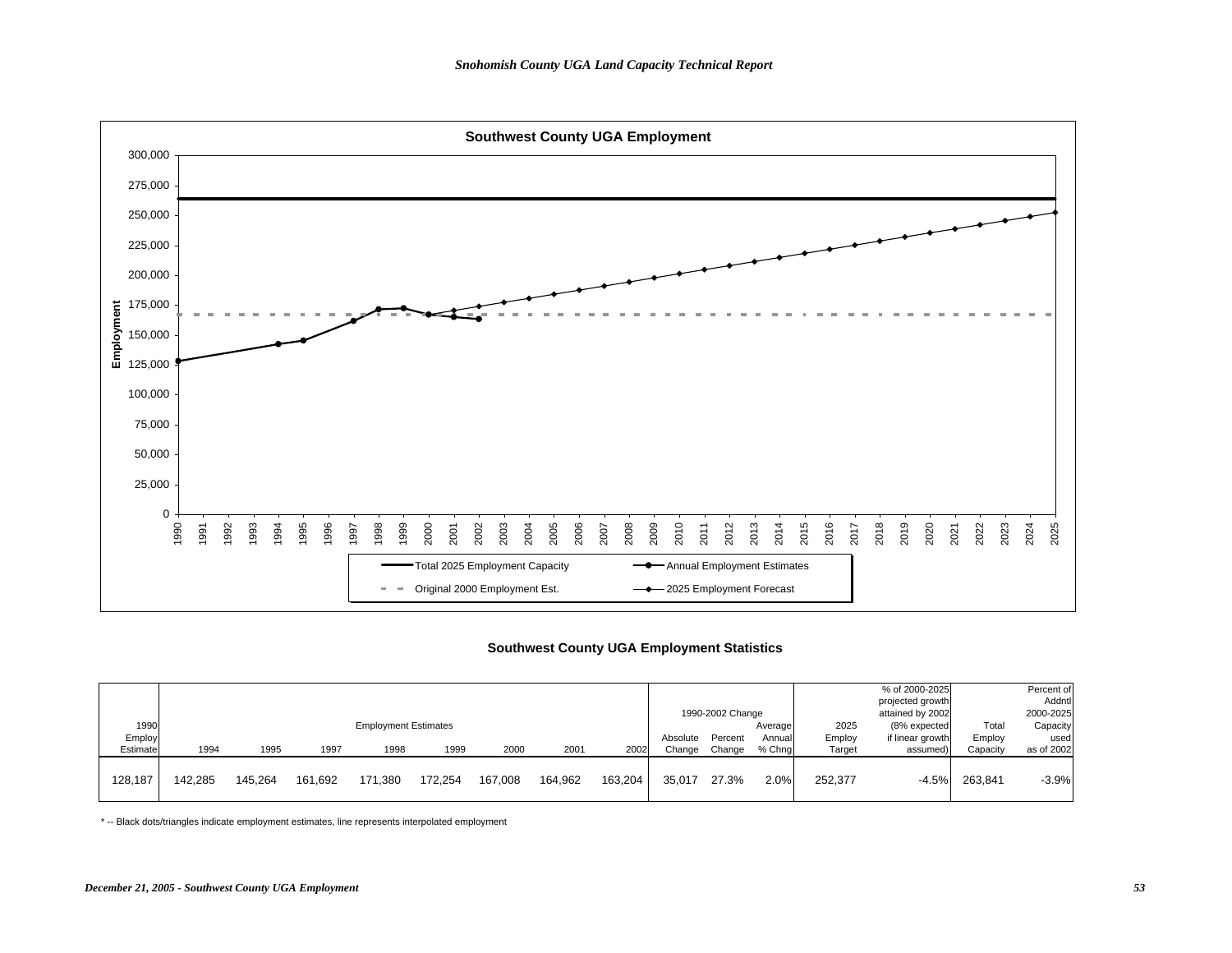## Southwest County UGA Employment

Employment

300,000
275,000
250,000
225,000
200,000
175,000
150,000
125,000
100,000
75,000
50,000
25,000
0

1990 1991 1992 1993 1994 1995 1996 1997 1998 1999 2000 2001 2002 2003 2004 2005 2006 2007 2008 2009 2010 2011 2012 2013 2014 2015 2016 2017 2018 2019 2020 2021 2022 2023 2024 2025

Total 2025 Employment Capacity — Annual Employment Estimates — Original 2000 Employment Est. — 2025 Employment Forecast

### Southwest County UGA Employment Statistics

| 1990 Employ Estimate | Employment Estimates 1994 | 1995 | 1997 | 1998 | 1999 | 2000 | 2001 | 2002 | 1990-2002 Change Absolute Change | Percent Change | Average Annual % Chng | 2025 Employ Target | % of 2000-2025 projected growth attained by 2002 (8% expected if linear growth assumed) | Total Employ Capacity | Percent of Addntl 2000-2025 Capacity used as of 2002 |
|---|---|---|---|---|---|---|---|---|---|---|---|---|---|---|---|
| 128,187 | 142,285 | 145,264 | 161,692 | 171,380 | 172,254 | 167,008 | 164,962 | 163,204 | 35,017 | 27.3% | 2.0% | 252,377 | -4.5% | 263,841 | -3.9% |

* -- Black dots/triangles indicate employment estimates, line represents interpolated employment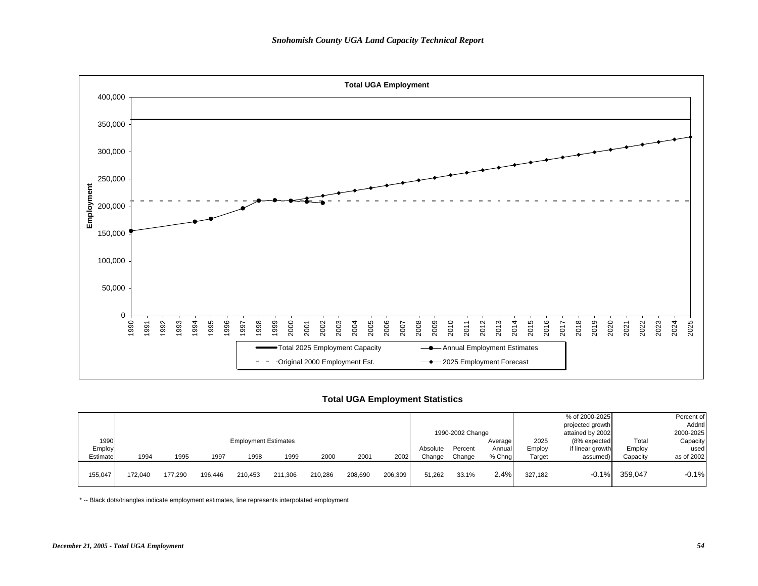Total UGA Employment

400,000
350,000
300,000
250,000
200,000
150,000
100,000
50,000
0

Employment

1990 1991 1992 1993 1994 1995 1996 1997 1998 1999 2000 2001 2002 2003 2004 2005 2006 2007 2008 2009 2010 2011 2012 2013 2014 2015 2016 2017 2018 2019 2020 2021 2022 2023 2024 2025

Total 2025 Employment Capacity
Annual Employment Estimates
Original 2000 Employment Est.
2025 Employment Forecast

## Total UGA Employment Statistics

| 1990 Employ Estimate | Employment Estimates | | | | | | | | 1990-2002 Change | | | 2025 Employ Target | % of 2000-2025 projected growth attained by 2002 (8% expected if linear growth assumed) | Total Employ Capacity | Percent of Addntl 2000-2025 Capacity used as of 2002 |
|---|---|---|---|---|---|---|---|---|---|---|---|---|---|---|---|
| | 1994 | 1995 | 1997 | 1998 | 1999 | 2000 | 2001 | 2002 | Absolute Change | Percent Change | Average Annual % Chng | | | | |
| 155,047 | 172,040 | 177,290 | 196,446 | 210,453 | 211,306 | 210,286 | 208,690 | 206,309 | 51,262 | 33.1% | 2.4% | 327,182 | -0.1% | 359,047 | -0.1% |

* -- Black dots/triangles indicate employment estimates, line represents interpolated employment